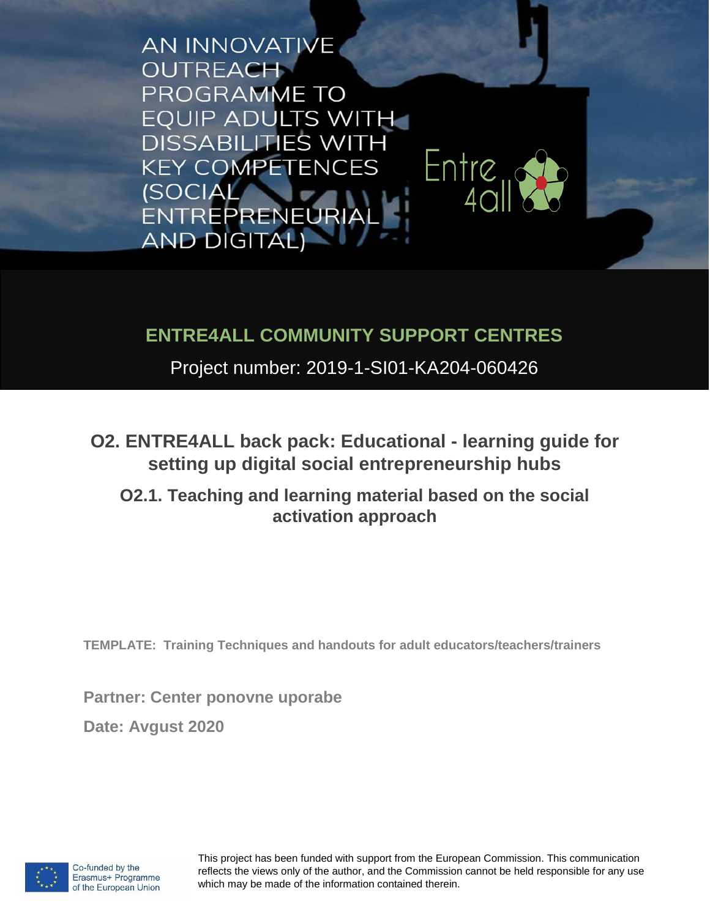AN INNOVATIVE OUTREACH PROGRAMME TO EQUIP ADULTS WITH DISSABILITIES WITH KEY COMPETENCES (SOCIAL ENTREPRENEURIAL AND DIGITAL)

Entre 4all

**ENTRE4ALL COMMUNITY SUPPORT CENTRES**

Project number: 2019-1-SI01-KA204-060426

# O2. ENTRE4ALL back pack: Educational - learning guide for setting up digital social entrepreneurship hubs

## O2.1. Teaching and learning material based on the social activation approach

**TEMPLATE: Training Techniques and handouts for adult educators/teachers/trainers**

**Partner: Center ponovne uporabe**

**Date: Avgust 2020**

Co-funded by the Erasmus+ Programme of the European Union

This project has been funded with support from the European Commission. This communication reflects the views only of the author, and the Commission cannot be held responsible for any use which may be made of the information contained therein.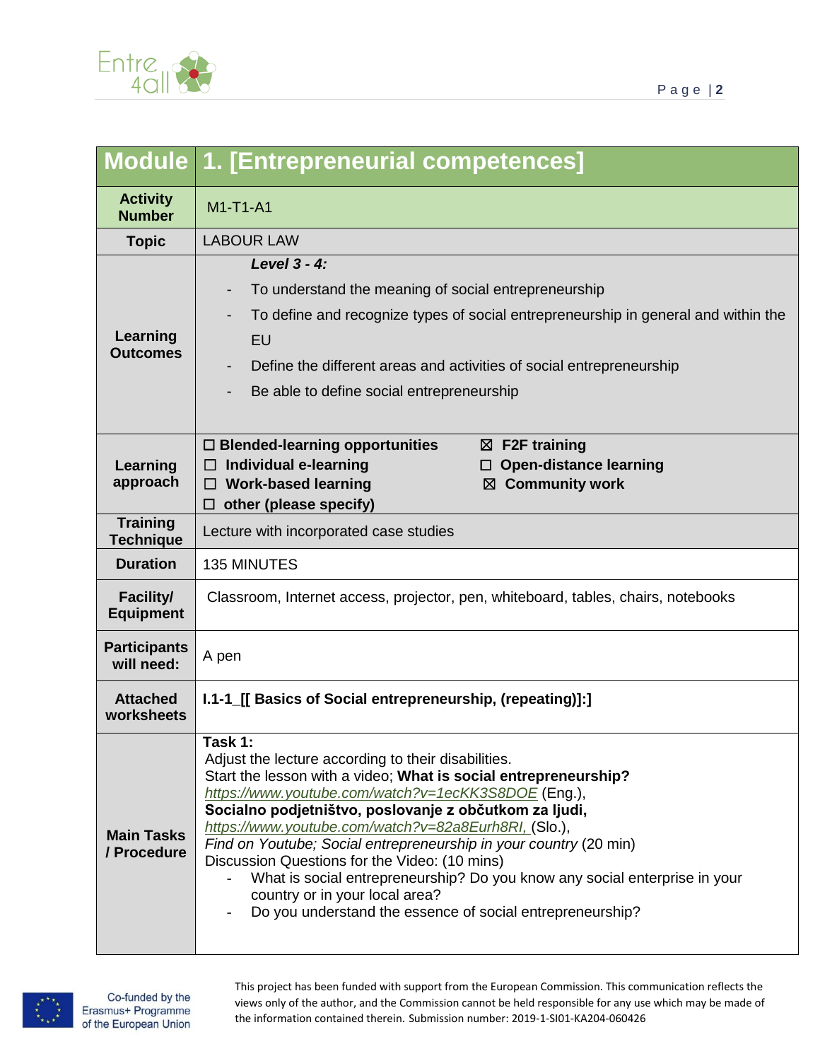| Module | 1. [Entrepreneurial competences] |
| --- | --- |
| **Activity Number** | M1-T1-A1 |
| **Topic** | LABOUR LAW |
| **Learning Outcomes** | ***Level 3 - 4:*** <br> - To understand the meaning of social entrepreneurship <br> - To define and recognize types of social entrepreneurship in general and within the EU <br> - Define the different areas and activities of social entrepreneurship <br> - Be able to define social entrepreneurship |
| **Learning approach** | ☐ **Blended-learning opportunities** <br> ☐ **Individual e-learning** <br> ☐ **Work-based learning** <br> ☐ **other (please specify)** <br> ☒ **F2F training** <br> ☐ **Open-distance learning** <br> ☒ **Community work** |
| **Training Technique** | Lecture with incorporated case studies |
| **Duration** | 135 MINUTES |
| **Facility/ Equipment** | Classroom, Internet access, projector, pen, whiteboard, tables, chairs, notebooks |
| **Participants will need:** | A pen |
| **Attached worksheets** | **I.1-1_[[ Basics of Social entrepreneurship, (repeating)]:]** |
| **Main Tasks / Procedure** | **Task 1:** <br> Adjust the lecture according to their disabilities. <br> Start the lesson with a video; **What is social entrepreneurship?** <br> *https://www.youtube.com/watch?v=1ecKK3S8DOE* (Eng.), <br> **Socialno podjetništvo, poslovanje z občutkom za ljudi,** <br> *https://www.youtube.com/watch?v=82a8Eurh8RI,* (Slo.), <br> *Find on Youtube; Social entrepreneurship in your country* (20 min) <br> Discussion Questions for the Video: (10 mins) <br> - What is social entrepreneurship? Do you know any social enterprise in your country or in your local area? <br> - Do you understand the essence of social entrepreneurship? |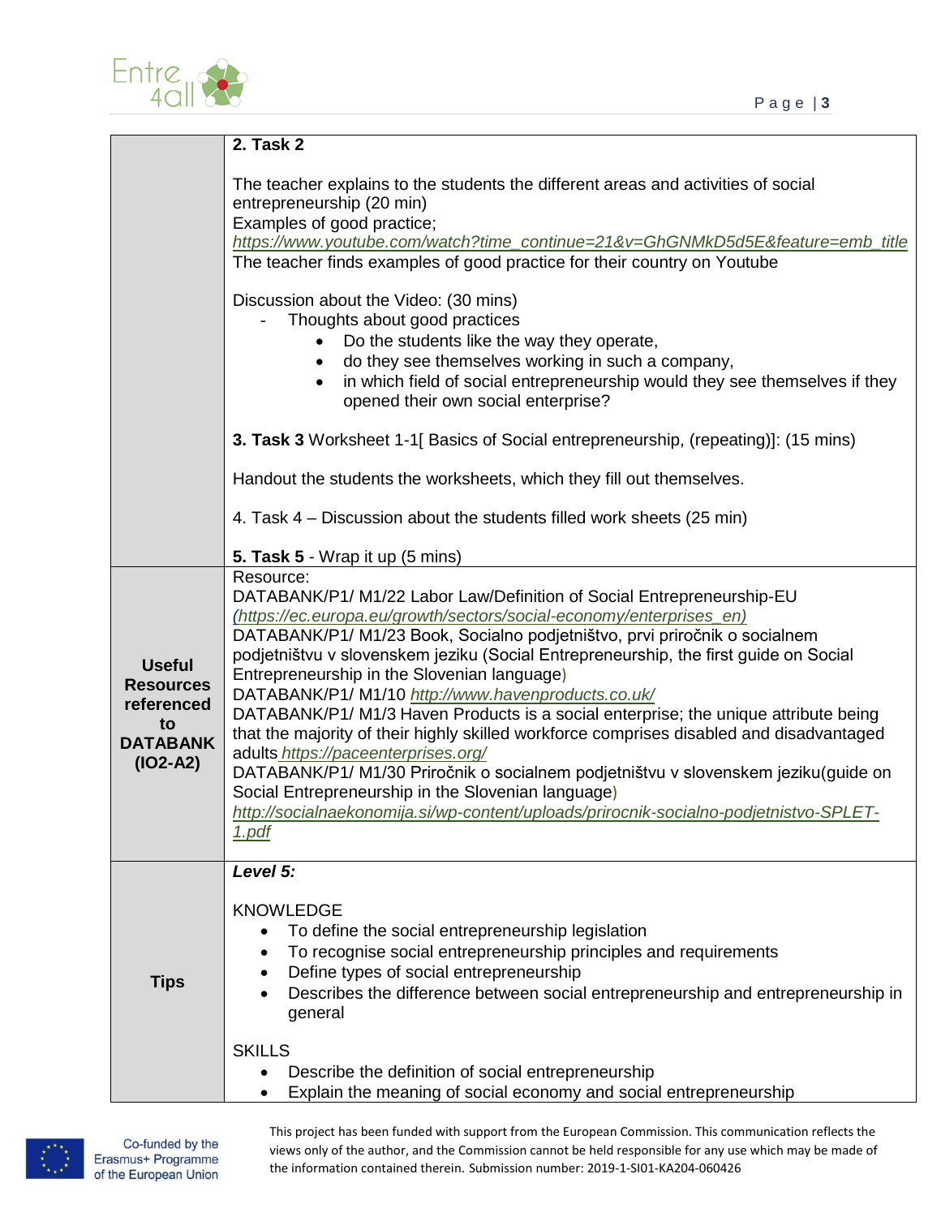| | |
|---|---|
| | **2. Task 2**<br><br>The teacher explains to the students the different areas and activities of social entrepreneurship (20 min)<br>Examples of good practice;<br>*https://www.youtube.com/watch?time_continue=21&v=GhGNMkD5d5E&feature=emb_title*<br>The teacher finds examples of good practice for their country on Youtube<br><br>Discussion about the Video: (30 mins)<br>- Thoughts about good practices<br>• Do the students like the way they operate,<br>• do they see themselves working in such a company,<br>• in which field of social entrepreneurship would they see themselves if they opened their own social enterprise?<br><br>**3. Task 3** Worksheet 1-1[ Basics of Social entrepreneurship, (repeating)]: (15 mins)<br><br>Handout the students the worksheets, which they fill out themselves.<br><br>4. Task 4 – Discussion about the students filled work sheets (25 min)<br><br>**5. Task 5** - Wrap it up (5 mins) |
| **Useful Resources referenced to DATABANK (IO2-A2)** | Resource:<br>DATABANK/P1/ M1/22 Labor Law/Definition of Social Entrepreneurship-EU *(https://ec.europa.eu/growth/sectors/social-economy/enterprises_en)*<br>DATABANK/P1/ M1/23 Book, Socialno podjetništvo, prvi priročnik o socialnem podjetništvu v slovenskem jeziku (Social Entrepreneurship, the first guide on Social Entrepreneurship in the Slovenian language)<br>DATABANK/P1/ M1/10 *http://www.havenproducts.co.uk/*<br>DATABANK/P1/ M1/3 Haven Products is a social enterprise; the unique attribute being that the majority of their highly skilled workforce comprises disabled and disadvantaged adults *https://paceenterprises.org/*<br>DATABANK/P1/ M1/30 Priročnik o socialnem podjetništvu v slovenskem jeziku(guide on Social Entrepreneurship in the Slovenian language)<br>*http://socialnaekonomija.si/wp-content/uploads/prirocnik-socialno-podjetnistvo-SPLET-1.pdf* |
| **Tips** | ***Level 5:***<br><br>KNOWLEDGE<br>• To define the social entrepreneurship legislation<br>• To recognise social entrepreneurship principles and requirements<br>• Define types of social entrepreneurship<br>• Describes the difference between social entrepreneurship and entrepreneurship in general<br><br>SKILLS<br>• Describe the definition of social entrepreneurship<br>• Explain the meaning of social economy and social entrepreneurship |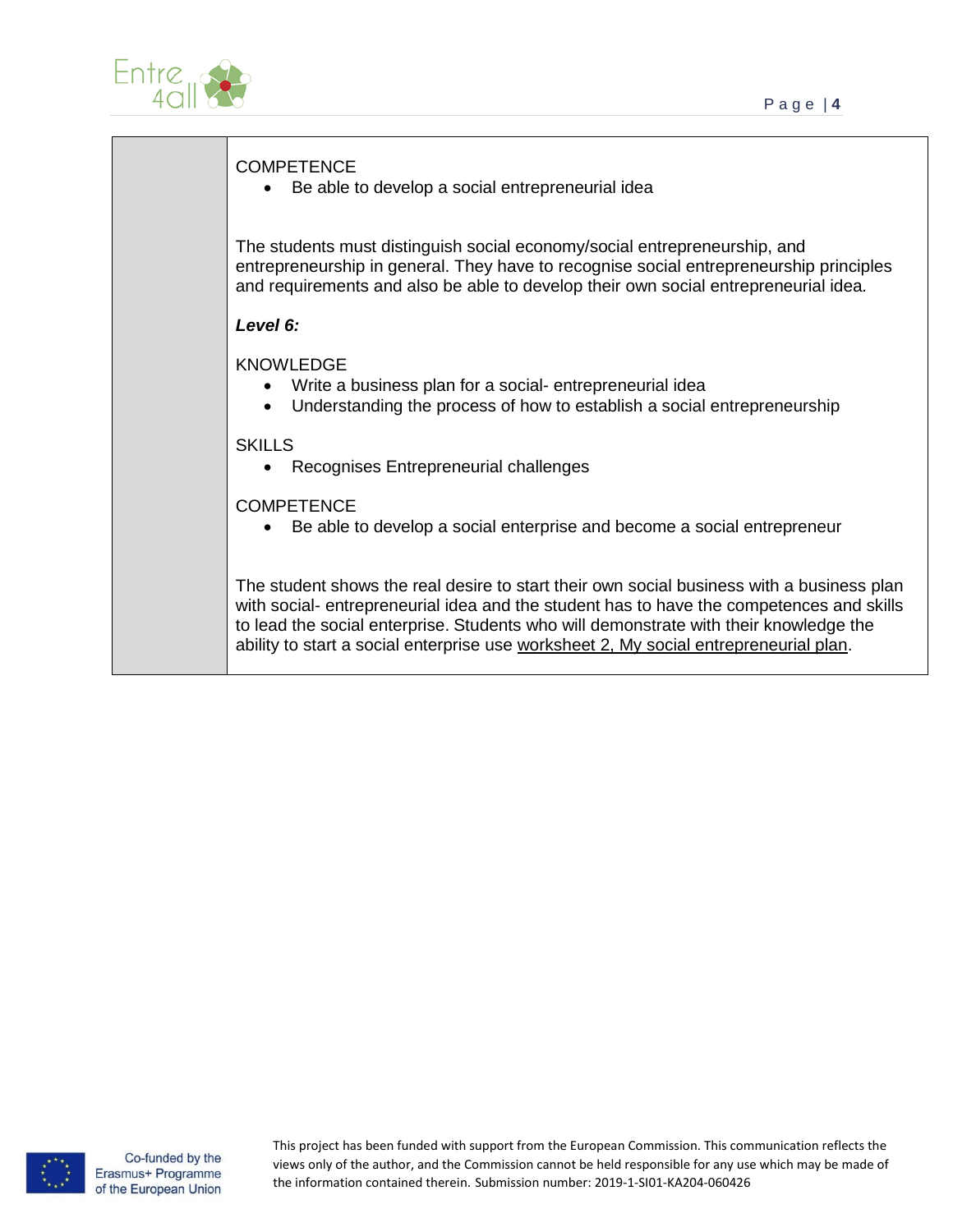|  |  |
|---|---|
|  | COMPETENCE<br>• Be able to develop a social entrepreneurial idea<br><br>The students must distinguish social economy/social entrepreneurship, and entrepreneurship in general. They have to recognise social entrepreneurship principles and requirements and also be able to develop their own social entrepreneurial idea.<br><br>***Level 6:***<br><br>KNOWLEDGE<br>• Write a business plan for a social- entrepreneurial idea<br>• Understanding the process of how to establish a social entrepreneurship<br><br>SKILLS<br>• Recognises Entrepreneurial challenges<br><br>COMPETENCE<br>• Be able to develop a social enterprise and become a social entrepreneur<br><br>The student shows the real desire to start their own social business with a business plan with social- entrepreneurial idea and the student has to have the competences and skills to lead the social enterprise. Students who will demonstrate with their knowledge the ability to start a social enterprise use worksheet 2, My social entrepreneurial plan. |

Co-funded by the Erasmus+ Programme of the European Union

This project has been funded with support from the European Commission. This communication reflects the views only of the author, and the Commission cannot be held responsible for any use which may be made of the information contained therein. Submission number: 2019-1-SI01-KA204-060426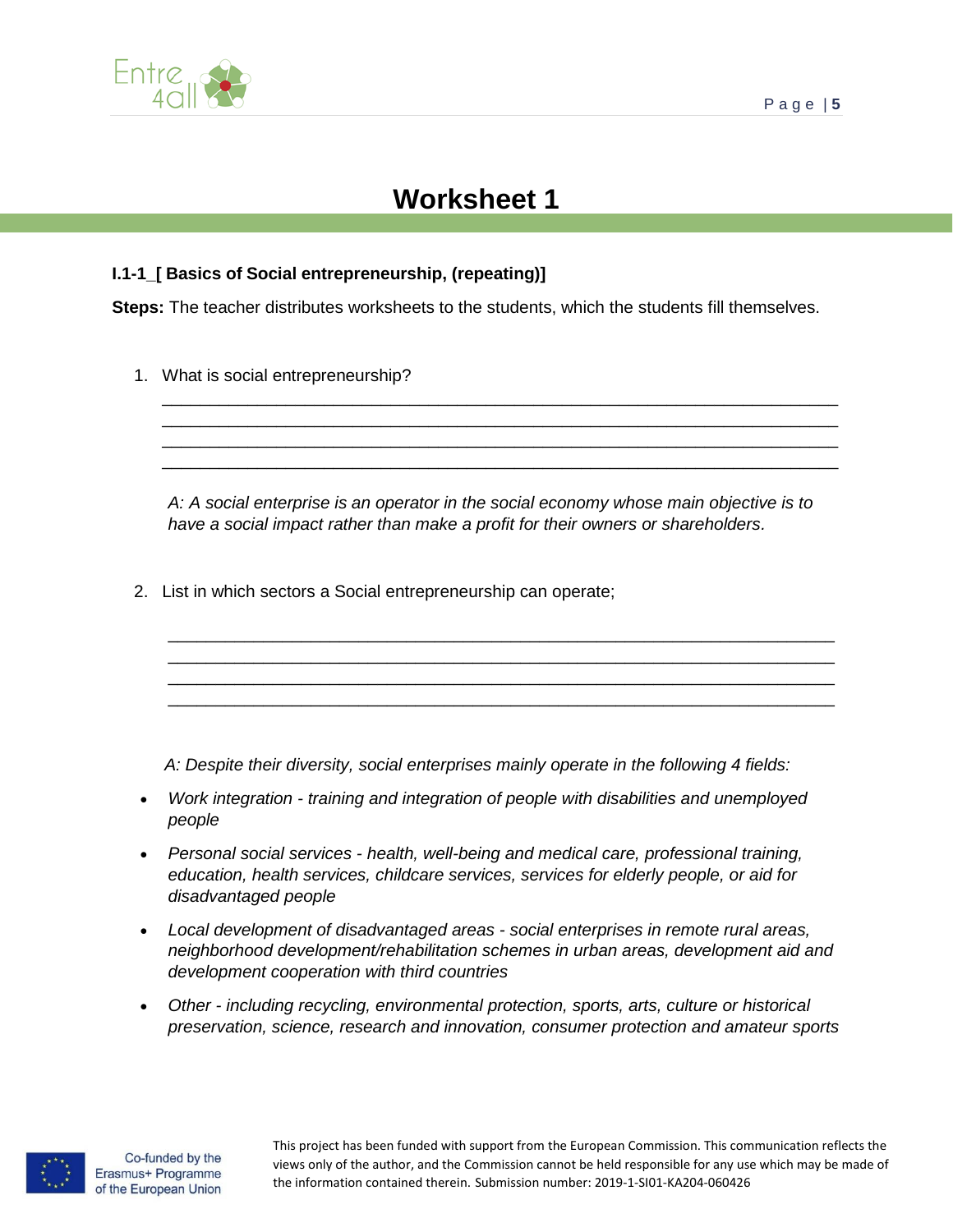# Worksheet 1

**I.1-1_[ Basics of Social entrepreneurship, (repeating)]**

**Steps:** The teacher distributes worksheets to the students, which the students fill themselves.

1. What is social entrepreneurship?

   ___________________________________________________________________________
   ___________________________________________________________________________
   ___________________________________________________________________________
   ___________________________________________________________________________

   *A: A social enterprise is an operator in the social economy whose main objective is to have a social impact rather than make a profit for their owners or shareholders.*

2. List in which sectors a Social entrepreneurship can operate;

   ___________________________________________________________________________
   ___________________________________________________________________________
   ___________________________________________________________________________
   ___________________________________________________________________________

   *A: Despite their diversity, social enterprises mainly operate in the following 4 fields:*

- *Work integration - training and integration of people with disabilities and unemployed people*
- *Personal social services - health, well-being and medical care, professional training, education, health services, childcare services, services for elderly people, or aid for disadvantaged people*
- *Local development of disadvantaged areas - social enterprises in remote rural areas, neighborhood development/rehabilitation schemes in urban areas, development aid and development cooperation with third countries*
- *Other - including recycling, environmental protection, sports, arts, culture or historical preservation, science, research and innovation, consumer protection and amateur sports*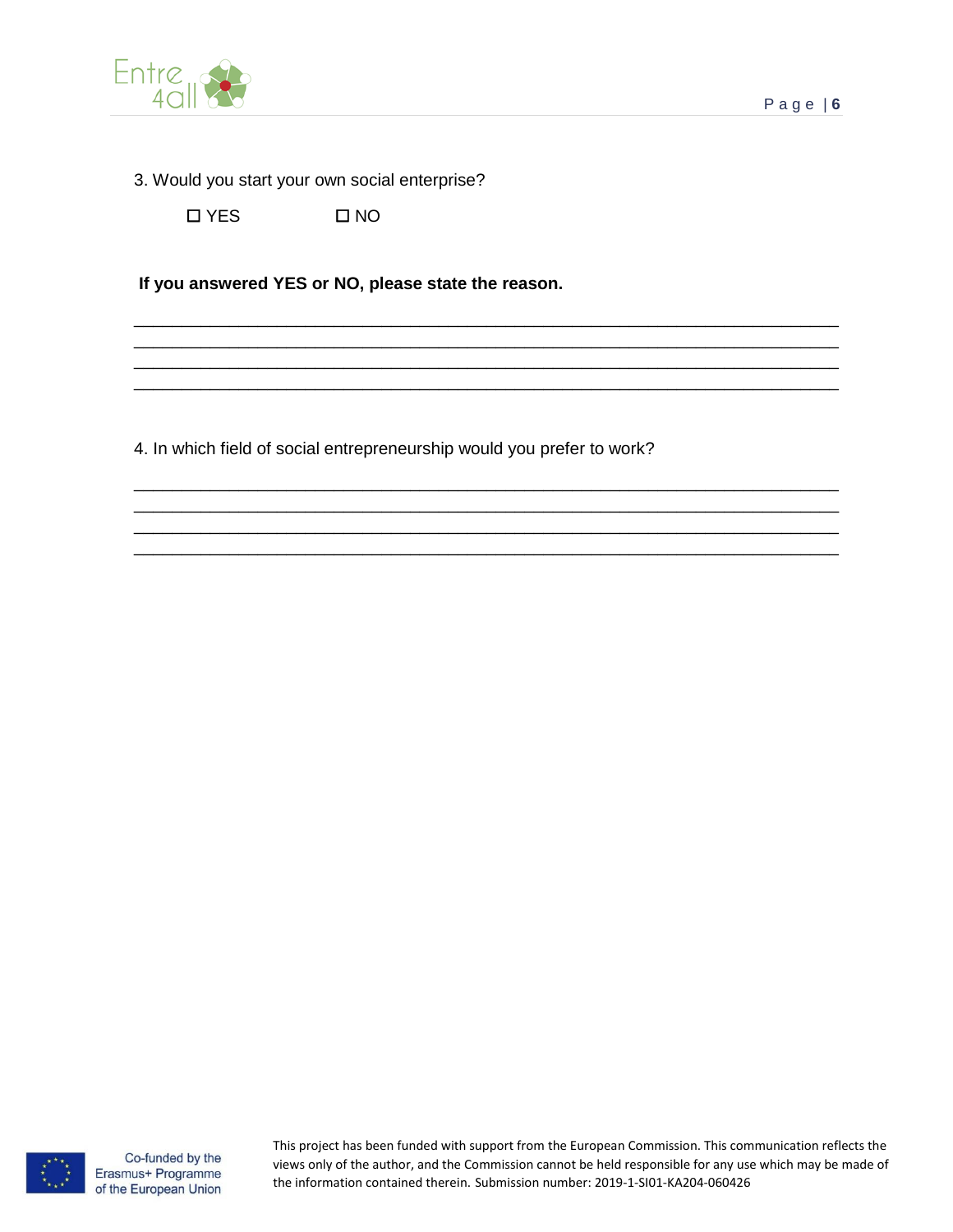3. Would you start your own social enterprise?

☐ YES ☐ NO

**If you answered YES or NO, please state the reason.**

\_\_\_\_\_\_\_\_\_\_\_\_\_\_\_\_\_\_\_\_\_\_\_\_\_\_\_\_\_\_\_\_\_\_\_\_\_\_\_\_\_\_\_\_\_\_\_\_\_\_\_\_\_\_\_\_\_\_\_\_\_\_\_\_\_\_\_\_\_\_\_\_\_\_\_\_\_\_

\_\_\_\_\_\_\_\_\_\_\_\_\_\_\_\_\_\_\_\_\_\_\_\_\_\_\_\_\_\_\_\_\_\_\_\_\_\_\_\_\_\_\_\_\_\_\_\_\_\_\_\_\_\_\_\_\_\_\_\_\_\_\_\_\_\_\_\_\_\_\_\_\_\_\_\_\_\_

\_\_\_\_\_\_\_\_\_\_\_\_\_\_\_\_\_\_\_\_\_\_\_\_\_\_\_\_\_\_\_\_\_\_\_\_\_\_\_\_\_\_\_\_\_\_\_\_\_\_\_\_\_\_\_\_\_\_\_\_\_\_\_\_\_\_\_\_\_\_\_\_\_\_\_\_\_\_

\_\_\_\_\_\_\_\_\_\_\_\_\_\_\_\_\_\_\_\_\_\_\_\_\_\_\_\_\_\_\_\_\_\_\_\_\_\_\_\_\_\_\_\_\_\_\_\_\_\_\_\_\_\_\_\_\_\_\_\_\_\_\_\_\_\_\_\_\_\_\_\_\_\_\_\_\_\_

4. In which field of social entrepreneurship would you prefer to work?

\_\_\_\_\_\_\_\_\_\_\_\_\_\_\_\_\_\_\_\_\_\_\_\_\_\_\_\_\_\_\_\_\_\_\_\_\_\_\_\_\_\_\_\_\_\_\_\_\_\_\_\_\_\_\_\_\_\_\_\_\_\_\_\_\_\_\_\_\_\_\_\_\_\_\_\_\_\_

\_\_\_\_\_\_\_\_\_\_\_\_\_\_\_\_\_\_\_\_\_\_\_\_\_\_\_\_\_\_\_\_\_\_\_\_\_\_\_\_\_\_\_\_\_\_\_\_\_\_\_\_\_\_\_\_\_\_\_\_\_\_\_\_\_\_\_\_\_\_\_\_\_\_\_\_\_\_

\_\_\_\_\_\_\_\_\_\_\_\_\_\_\_\_\_\_\_\_\_\_\_\_\_\_\_\_\_\_\_\_\_\_\_\_\_\_\_\_\_\_\_\_\_\_\_\_\_\_\_\_\_\_\_\_\_\_\_\_\_\_\_\_\_\_\_\_\_\_\_\_\_\_\_\_\_\_

\_\_\_\_\_\_\_\_\_\_\_\_\_\_\_\_\_\_\_\_\_\_\_\_\_\_\_\_\_\_\_\_\_\_\_\_\_\_\_\_\_\_\_\_\_\_\_\_\_\_\_\_\_\_\_\_\_\_\_\_\_\_\_\_\_\_\_\_\_\_\_\_\_\_\_\_\_\_